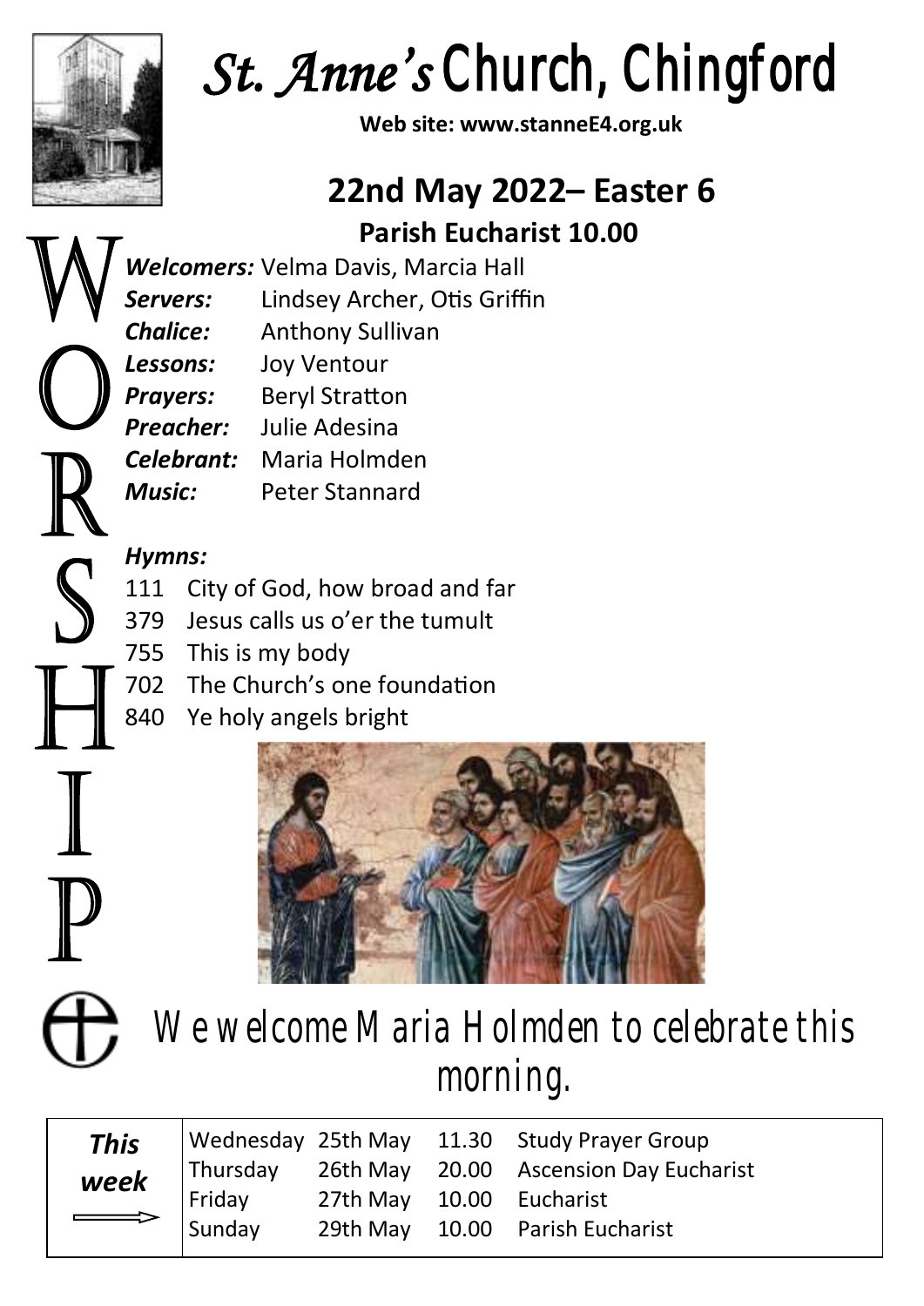# *St. Anne's* Church, Chingford

**Web site: www.stanneE4.org.uk**

## 22nd May 2022– Easter 6

### Parish Eucharist 10.00

WORSHIP

***Welcomers:*** Velma Davis, Marcia Hall
***Servers:*** Lindsey Archer, Otis Griffin
***Chalice:*** Anthony Sullivan
***Lessons:*** Joy Ventour
***Prayers:*** Beryl Stratton
***Preacher:*** Julie Adesina
***Celebrant:*** Maria Holmden
***Music:*** Peter Stannard

***Hymns:***

- 111 City of God, how broad and far
- 379 Jesus calls us o'er the tumult
- 755 This is my body
- 702 The Church's one foundation
- 840 Ye holy angels bright

We welcome Maria Holmden to celebrate this morning.

| ***This week*** | | | | |
|---|---|---|---|---|
| | Wednesday | 25th May | 11.30 | Study Prayer Group |
| | Thursday | 26th May | 20.00 | Ascension Day Eucharist |
| | Friday | 27th May | 10.00 | Eucharist |
| | Sunday | 29th May | 10.00 | Parish Eucharist |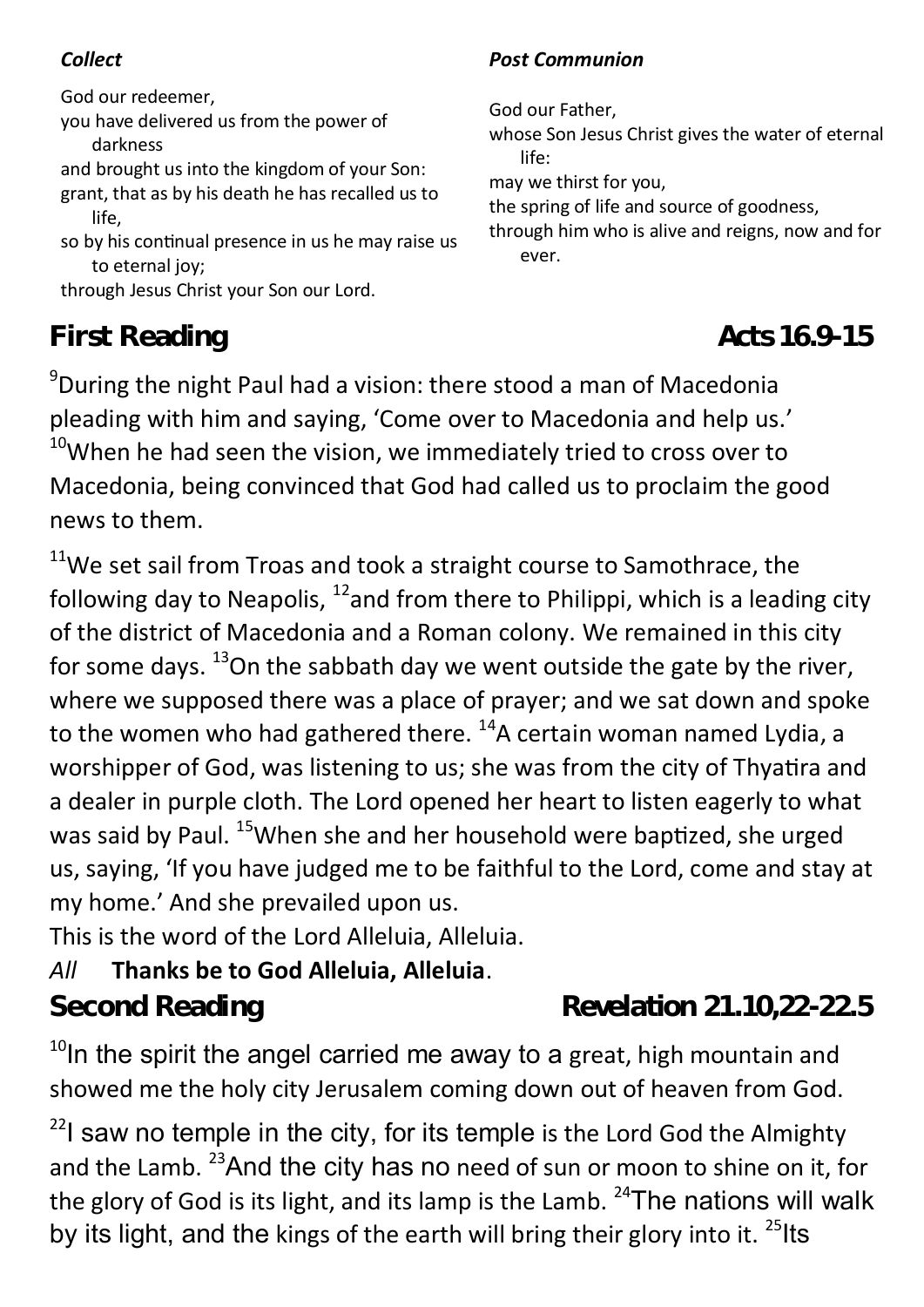*Collect*

God our redeemer,
you have delivered us from the power of darkness
and brought us into the kingdom of your Son:
grant, that as by his death he has recalled us to life,
so by his continual presence in us he may raise us to eternal joy;
through Jesus Christ your Son our Lord.

*Post Communion*

God our Father,
whose Son Jesus Christ gives the water of eternal life:
may we thirst for you,
the spring of life and source of goodness,
through him who is alive and reigns, now and for ever.

## First Reading — Acts 16.9-15

[9]During the night Paul had a vision: there stood a man of Macedonia pleading with him and saying, 'Come over to Macedonia and help us.' [10]When he had seen the vision, we immediately tried to cross over to Macedonia, being convinced that God had called us to proclaim the good news to them.

[11]We set sail from Troas and took a straight course to Samothrace, the following day to Neapolis, [12]and from there to Philippi, which is a leading city of the district of Macedonia and a Roman colony. We remained in this city for some days. [13]On the sabbath day we went outside the gate by the river, where we supposed there was a place of prayer; and we sat down and spoke to the women who had gathered there. [14]A certain woman named Lydia, a worshipper of God, was listening to us; she was from the city of Thyatira and a dealer in purple cloth. The Lord opened her heart to listen eagerly to what was said by Paul. [15]When she and her household were baptized, she urged us, saying, 'If you have judged me to be faithful to the Lord, come and stay at my home.' And she prevailed upon us.
This is the word of the Lord Alleluia, Alleluia.
*All* **Thanks be to God Alleluia, Alleluia**.

## Second Reading — Revelation 21.10,22-22.5

[10]In the spirit the angel carried me away to a great, high mountain and showed me the holy city Jerusalem coming down out of heaven from God.

[22]I saw no temple in the city, for its temple is the Lord God the Almighty and the Lamb. [23]And the city has no need of sun or moon to shine on it, for the glory of God is its light, and its lamp is the Lamb. [24]The nations will walk by its light, and the kings of the earth will bring their glory into it. [25]Its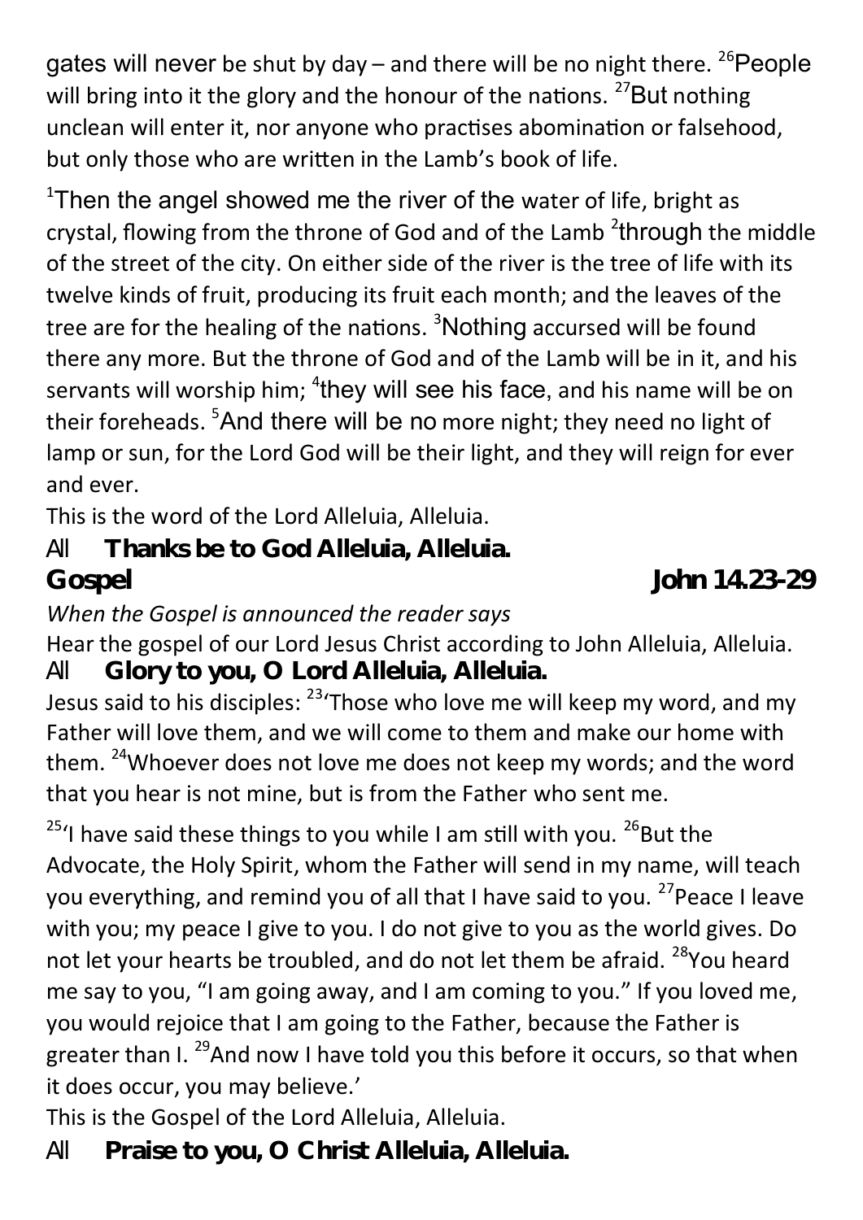gates will never be shut by day – and there will be no night there. [26]People will bring into it the glory and the honour of the nations. [27]But nothing unclean will enter it, nor anyone who practises abomination or falsehood, but only those who are written in the Lamb's book of life.

[1]Then the angel showed me the river of the water of life, bright as crystal, flowing from the throne of God and of the Lamb [2]through the middle of the street of the city. On either side of the river is the tree of life with its twelve kinds of fruit, producing its fruit each month; and the leaves of the tree are for the healing of the nations. [3]Nothing accursed will be found there any more. But the throne of God and of the Lamb will be in it, and his servants will worship him; [4]they will see his face, and his name will be on their foreheads. [5]And there will be no more night; they need no light of lamp or sun, for the Lord God will be their light, and they will reign for ever and ever.

This is the word of the Lord Alleluia, Alleluia.

All **Thanks be to God Alleluia, Alleluia.**

**Gospel John 14.23-29**

*When the Gospel is announced the reader says*

Hear the gospel of our Lord Jesus Christ according to John Alleluia, Alleluia.

All **Glory to you, O Lord Alleluia, Alleluia.**

Jesus said to his disciples: [23]'Those who love me will keep my word, and my Father will love them, and we will come to them and make our home with them. [24]Whoever does not love me does not keep my words; and the word that you hear is not mine, but is from the Father who sent me.

[25]'I have said these things to you while I am still with you. [26]But the Advocate, the Holy Spirit, whom the Father will send in my name, will teach you everything, and remind you of all that I have said to you. [27]Peace I leave with you; my peace I give to you. I do not give to you as the world gives. Do not let your hearts be troubled, and do not let them be afraid. [28]You heard me say to you, "I am going away, and I am coming to you." If you loved me, you would rejoice that I am going to the Father, because the Father is greater than I. [29]And now I have told you this before it occurs, so that when it does occur, you may believe.'

This is the Gospel of the Lord Alleluia, Alleluia.

All **Praise to you, O Christ Alleluia, Alleluia.**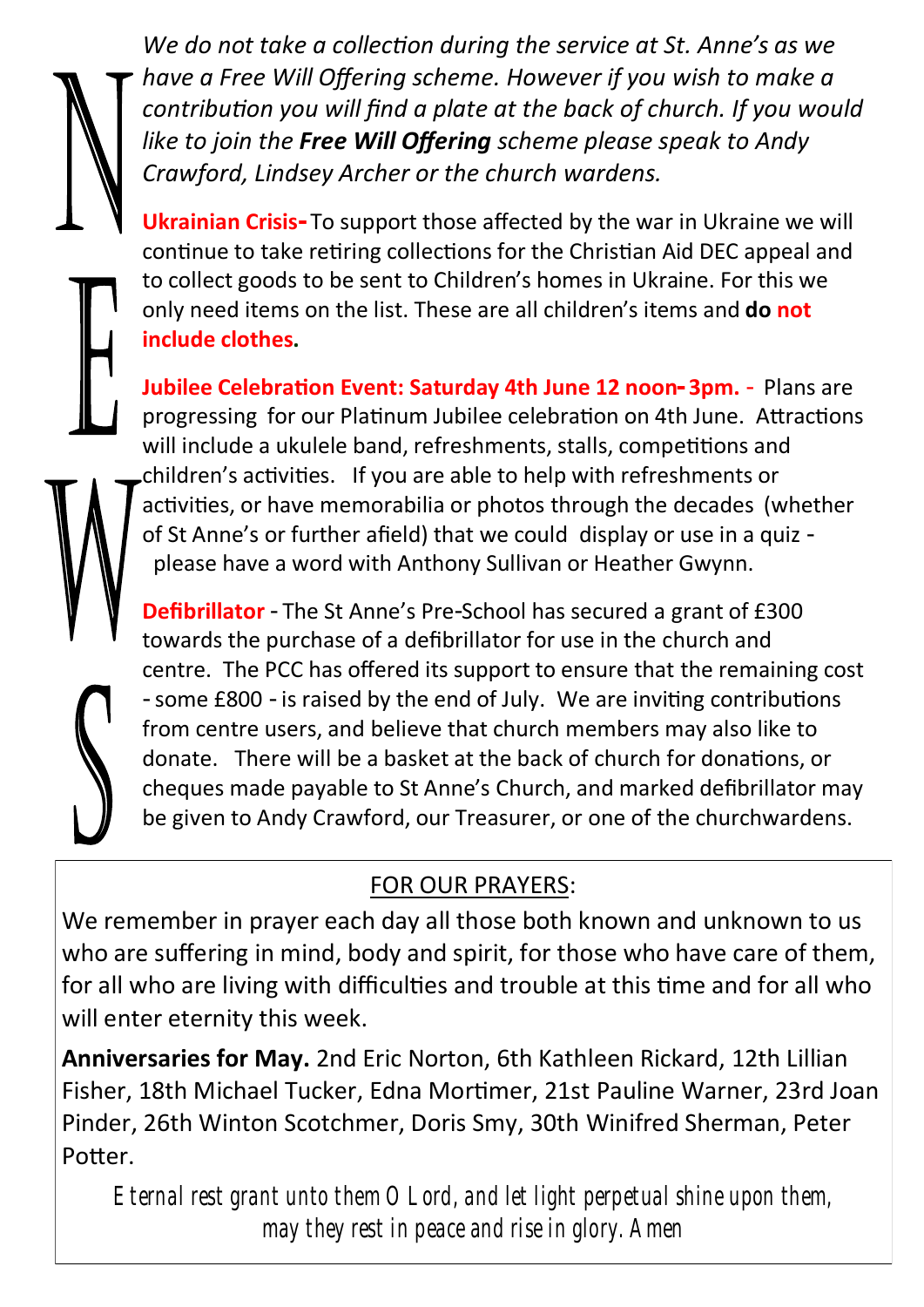# NEWS

*We do not take a collection during the service at St. Anne's as we have a Free Will Offering scheme. However if you wish to make a contribution you will find a plate at the back of church. If you would like to join the* ***Free Will Offering*** *scheme please speak to Andy Crawford, Lindsey Archer or the church wardens.*

**Ukrainian Crisis-** To support those affected by the war in Ukraine we will continue to take retiring collections for the Christian Aid DEC appeal and to collect goods to be sent to Children's homes in Ukraine. For this we only need items on the list. These are all children's items and **do not include clothes.**

**Jubilee Celebration Event: Saturday 4th June 12 noon- 3pm.** - Plans are progressing for our Platinum Jubilee celebration on 4th June. Attractions will include a ukulele band, refreshments, stalls, competitions and children's activities. If you are able to help with refreshments or activities, or have memorabilia or photos through the decades (whether of St Anne's or further afield) that we could display or use in a quiz - please have a word with Anthony Sullivan or Heather Gwynn.

**Defibrillator** - The St Anne's Pre-School has secured a grant of £300 towards the purchase of a defibrillator for use in the church and centre. The PCC has offered its support to ensure that the remaining cost - some £800 - is raised by the end of July. We are inviting contributions from centre users, and believe that church members may also like to donate. There will be a basket at the back of church for donations, or cheques made payable to St Anne's Church, and marked defibrillator may be given to Andy Crawford, our Treasurer, or one of the churchwardens.

## FOR OUR PRAYERS:

We remember in prayer each day all those both known and unknown to us who are suffering in mind, body and spirit, for those who have care of them, for all who are living with difficulties and trouble at this time and for all who will enter eternity this week.

**Anniversaries for May.** 2nd Eric Norton, 6th Kathleen Rickard, 12th Lillian Fisher, 18th Michael Tucker, Edna Mortimer, 21st Pauline Warner, 23rd Joan Pinder, 26th Winton Scotchmer, Doris Smy, 30th Winifred Sherman, Peter Potter.

*Eternal rest grant unto them O Lord, and let light perpetual shine upon them, may they rest in peace and rise in glory. Amen*